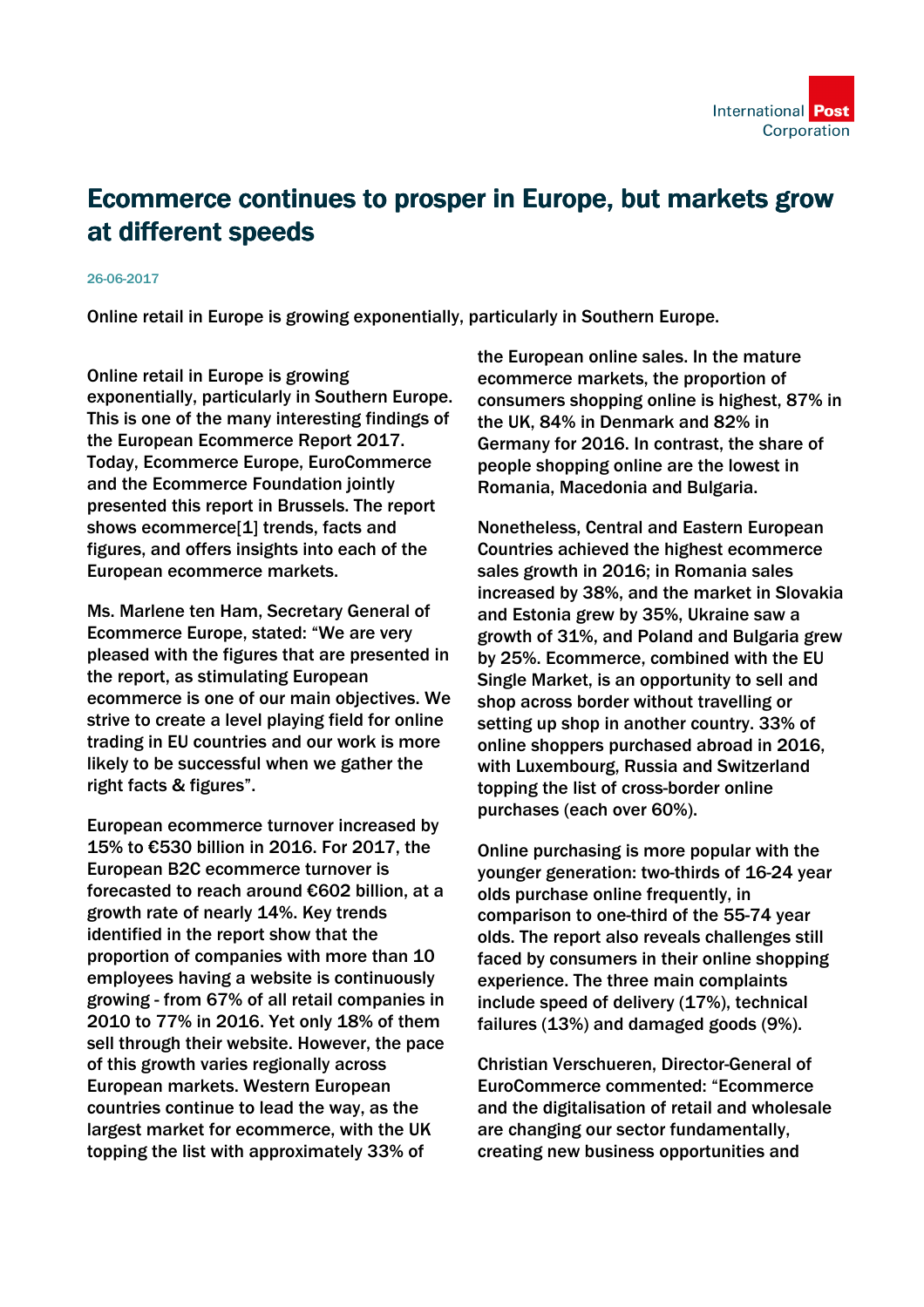# Ecommerce continues to prosper in Europe, but markets grow at different speeds

26-06-2017

Online retail in Europe is growing exponentially, particularly in Southern Europe.

Online retail in Europe is growing exponentially, particularly in Southern Europe. This is one of the many interesting findings of the European Ecommerce Report 2017. Today, Ecommerce Europe, EuroCommerce and the Ecommerce Foundation jointly presented this report in Brussels. The report shows ecommerce[1] trends, facts and figures, and offers insights into each of the European ecommerce markets.

Ms. Marlene ten Ham, Secretary General of Ecommerce Europe, stated: "We are very pleased with the figures that are presented in the report, as stimulating European ecommerce is one of our main objectives. We strive to create a level playing field for online trading in EU countries and our work is more likely to be successful when we gather the right facts & figures".

European ecommerce turnover increased by 15% to €530 billion in 2016. For 2017, the European B2C ecommerce turnover is forecasted to reach around €602 billion, at a growth rate of nearly 14%. Key trends identified in the report show that the proportion of companies with more than 10 employees having a website is continuously growing - from 67% of all retail companies in 2010 to 77% in 2016. Yet only 18% of them sell through their website. However, the pace of this growth varies regionally across European markets. Western European countries continue to lead the way, as the largest market for ecommerce, with the UK topping the list with approximately 33% of the European online sales. In the mature ecommerce markets, the proportion of consumers shopping online is highest, 87% in the UK, 84% in Denmark and 82% in Germany for 2016. In contrast, the share of people shopping online are the lowest in Romania, Macedonia and Bulgaria.

Nonetheless, Central and Eastern European Countries achieved the highest ecommerce sales growth in 2016; in Romania sales increased by 38%, and the market in Slovakia and Estonia grew by 35%, Ukraine saw a growth of 31%, and Poland and Bulgaria grew by 25%. Ecommerce, combined with the EU Single Market, is an opportunity to sell and shop across border without travelling or setting up shop in another country. 33% of online shoppers purchased abroad in 2016, with Luxembourg, Russia and Switzerland topping the list of cross-border online purchases (each over 60%).

Online purchasing is more popular with the younger generation: two-thirds of 16-24 year olds purchase online frequently, in comparison to one-third of the 55-74 year olds. The report also reveals challenges still faced by consumers in their online shopping experience. The three main complaints include speed of delivery (17%), technical failures (13%) and damaged goods (9%).

Christian Verschueren, Director-General of EuroCommerce commented: "Ecommerce and the digitalisation of retail and wholesale are changing our sector fundamentally, creating new business opportunities and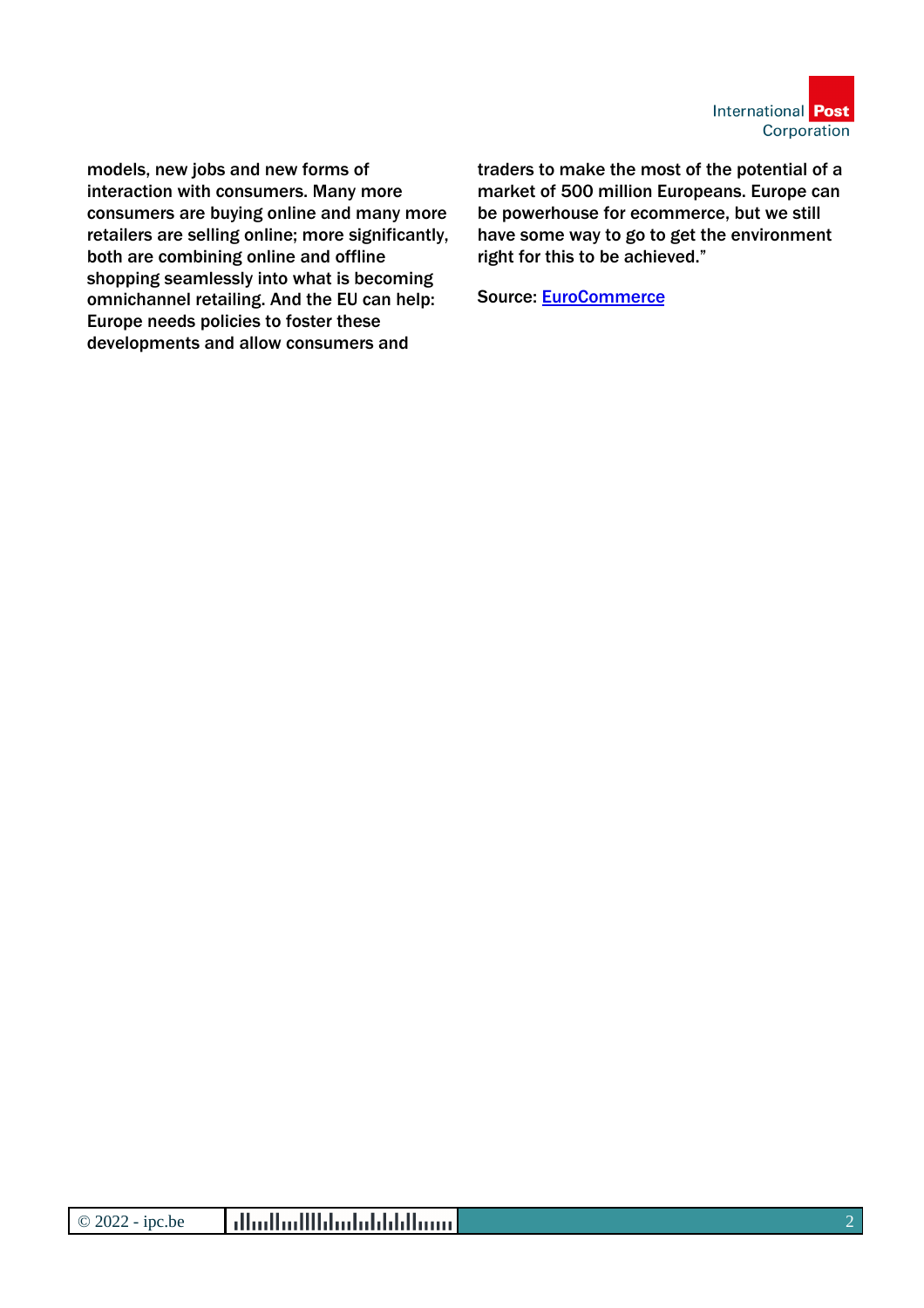models, new jobs and new forms of interaction with consumers. Many more consumers are buying online and many more retailers are selling online; more significantly, both are combining online and offline shopping seamlessly into what is becoming omnichannel retailing. And the EU can help: Europe needs policies to foster these developments and allow consumers and traders to make the most of the potential of a market of 500 million Europeans. Europe can be powerhouse for ecommerce, but we still have some way to go to get the environment right for this to be achieved."

Source: EuroCommerce